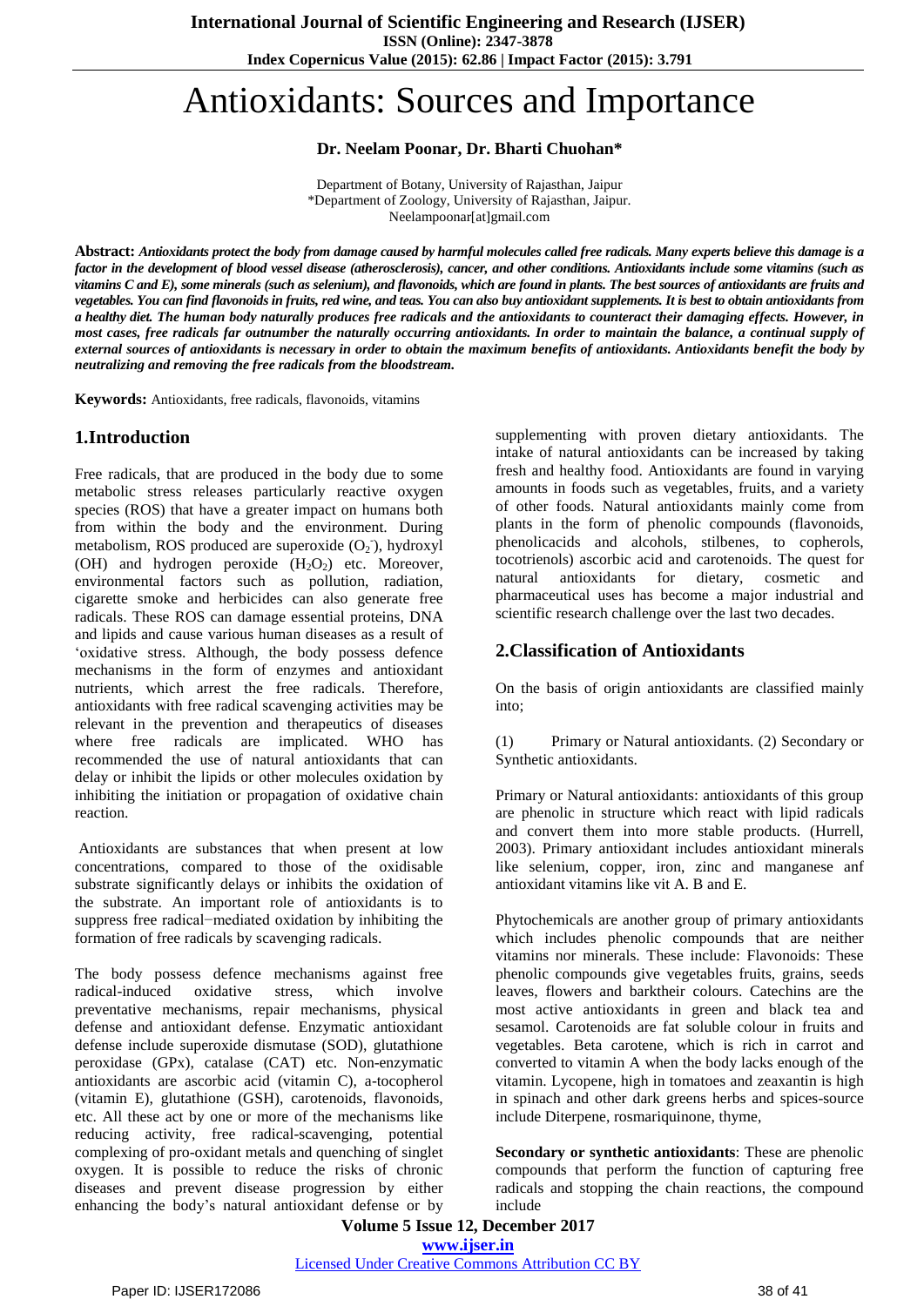# Antioxidants: Sources and Importance

**Dr. Neelam Poonar, Dr. Bharti Chuohan***

Department of Botany, University of Rajasthan, Jaipur
*Department of Zoology, University of Rajasthan, Jaipur.
Neelampoonar[at]gmail.com

**Abstract:** ***Antioxidants protect the body from damage caused by harmful molecules called free radicals. Many experts believe this damage is a factor in the development of blood vessel disease (atherosclerosis), cancer, and other conditions. Antioxidants include some vitamins (such as vitamins C and E), some minerals (such as selenium), and flavonoids, which are found in plants. The best sources of antioxidants are fruits and vegetables. You can find flavonoids in fruits, red wine, and teas. You can also buy antioxidant supplements. It is best to obtain antioxidants from a healthy diet. The human body naturally produces free radicals and the antioxidants to counteract their damaging effects. However, in most cases, free radicals far outnumber the naturally occurring antioxidants. In order to maintain the balance, a continual supply of external sources of antioxidants is necessary in order to obtain the maximum benefits of antioxidants. Antioxidants benefit the body by neutralizing and removing the free radicals from the bloodstream.***

**Keywords:** Antioxidants, free radicals, flavonoids, vitamins

## 1.Introduction

Free radicals, that are produced in the body due to some metabolic stress releases particularly reactive oxygen species (ROS) that have a greater impact on humans both from within the body and the environment. During metabolism, ROS produced are superoxide ($O_2^-$), hydroxyl (OH) and hydrogen peroxide ($H_2O_2$) etc. Moreover, environmental factors such as pollution, radiation, cigarette smoke and herbicides can also generate free radicals. These ROS can damage essential proteins, DNA and lipids and cause various human diseases as a result of 'oxidative stress. Although, the body possess defence mechanisms in the form of enzymes and antioxidant nutrients, which arrest the free radicals. Therefore, antioxidants with free radical scavenging activities may be relevant in the prevention and therapeutics of diseases where free radicals are implicated. WHO has recommended the use of natural antioxidants that can delay or inhibit the lipids or other molecules oxidation by inhibiting the initiation or propagation of oxidative chain reaction.

Antioxidants are substances that when present at low concentrations, compared to those of the oxidisable substrate significantly delays or inhibits the oxidation of the substrate. An important role of antioxidants is to suppress free radical−mediated oxidation by inhibiting the formation of free radicals by scavenging radicals.

The body possess defence mechanisms against free radical-induced oxidative stress, which involve preventative mechanisms, repair mechanisms, physical defense and antioxidant defense. Enzymatic antioxidant defense include superoxide dismutase (SOD), glutathione peroxidase (GPx), catalase (CAT) etc. Non-enzymatic antioxidants are ascorbic acid (vitamin C), a-tocopherol (vitamin E), glutathione (GSH), carotenoids, flavonoids, etc. All these act by one or more of the mechanisms like reducing activity, free radical-scavenging, potential complexing of pro-oxidant metals and quenching of singlet oxygen. It is possible to reduce the risks of chronic diseases and prevent disease progression by either enhancing the body's natural antioxidant defense or by supplementing with proven dietary antioxidants. The intake of natural antioxidants can be increased by taking fresh and healthy food. Antioxidants are found in varying amounts in foods such as vegetables, fruits, and a variety of other foods. Natural antioxidants mainly come from plants in the form of phenolic compounds (flavonoids, phenolicacids and alcohols, stilbenes, to copherols, tocotrienols) ascorbic acid and carotenoids. The quest for natural antioxidants for dietary, cosmetic and pharmaceutical uses has become a major industrial and scientific research challenge over the last two decades.

## 2.Classification of Antioxidants

On the basis of origin antioxidants are classified mainly into;

(1) Primary or Natural antioxidants. (2) Secondary or Synthetic antioxidants.

Primary or Natural antioxidants: antioxidants of this group are phenolic in structure which react with lipid radicals and convert them into more stable products. (Hurrell, 2003). Primary antioxidant includes antioxidant minerals like selenium, copper, iron, zinc and manganese anf antioxidant vitamins like vit A. B and E.

Phytochemicals are another group of primary antioxidants which includes phenolic compounds that are neither vitamins nor minerals. These include: Flavonoids: These phenolic compounds give vegetables fruits, grains, seeds leaves, flowers and barktheir colours. Catechins are the most active antioxidants in green and black tea and sesamol. Carotenoids are fat soluble colour in fruits and vegetables. Beta carotene, which is rich in carrot and converted to vitamin A when the body lacks enough of the vitamin. Lycopene, high in tomatoes and zeaxantin is high in spinach and other dark greens herbs and spices-source include Diterpene, rosmariquinone, thyme,

**Secondary or synthetic antioxidants**: These are phenolic compounds that perform the function of capturing free radicals and stopping the chain reactions, the compound include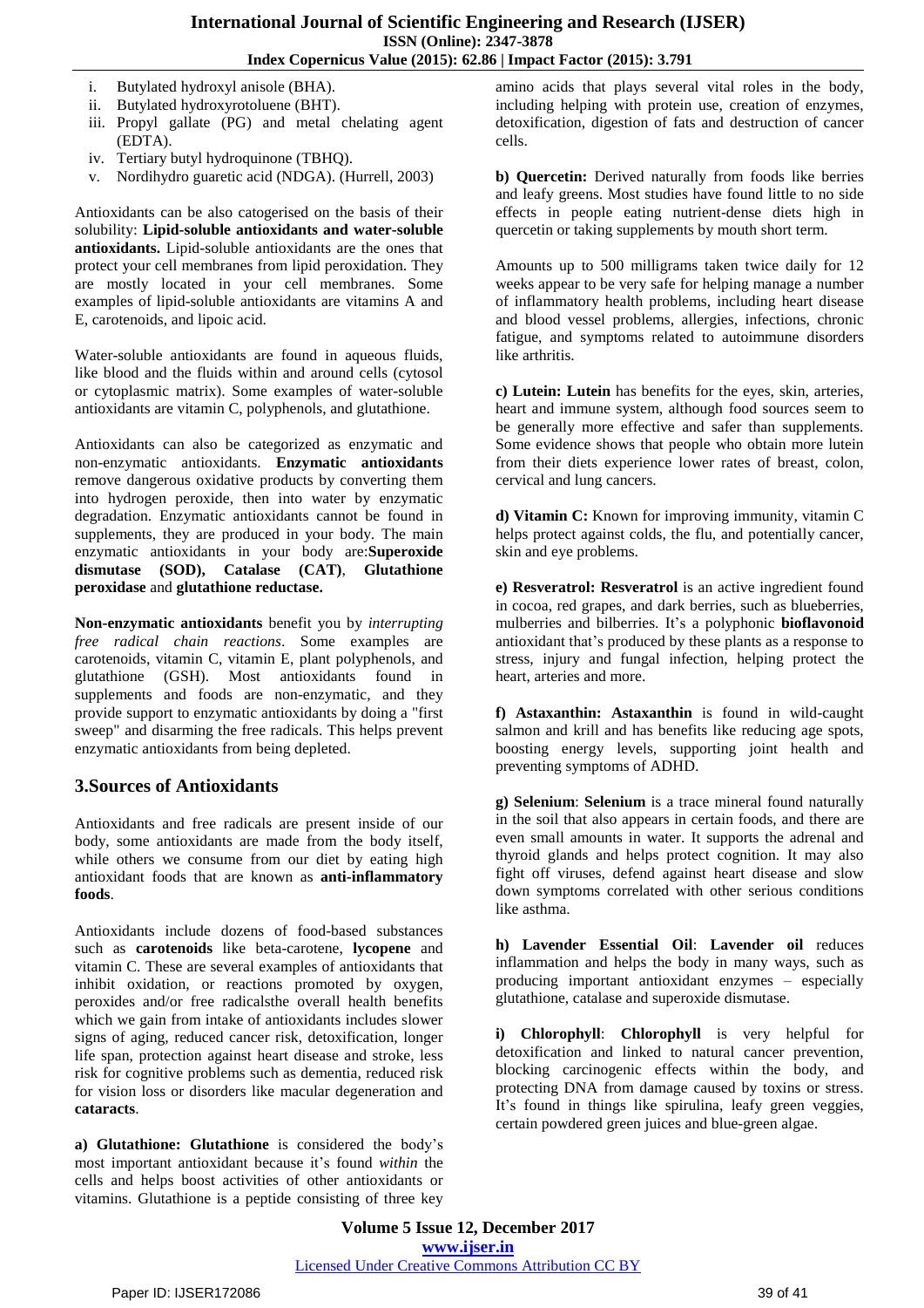i. Butylated hydroxyl anisole (BHA).
ii. Butylated hydroxyrotoluene (BHT).
iii. Propyl gallate (PG) and metal chelating agent (EDTA).
iv. Tertiary butyl hydroquinone (TBHQ).
v. Nordihydro guaretic acid (NDGA). (Hurrell, 2003)

Antioxidants can be also catogerised on the basis of their solubility: **Lipid-soluble antioxidants and water-soluble antioxidants.** Lipid-soluble antioxidants are the ones that protect your cell membranes from lipid peroxidation. They are mostly located in your cell membranes. Some examples of lipid-soluble antioxidants are vitamins A and E, carotenoids, and lipoic acid.

Water-soluble antioxidants are found in aqueous fluids, like blood and the fluids within and around cells (cytosol or cytoplasmic matrix). Some examples of water-soluble antioxidants are vitamin C, polyphenols, and glutathione.

Antioxidants can also be categorized as enzymatic and non-enzymatic antioxidants. **Enzymatic antioxidants** remove dangerous oxidative products by converting them into hydrogen peroxide, then into water by enzymatic degradation. Enzymatic antioxidants cannot be found in supplements, they are produced in your body. The main enzymatic antioxidants in your body are:**Superoxide dismutase (SOD), Catalase (CAT)**, **Glutathione peroxidase** and **glutathione reductase.**

**Non-enzymatic antioxidants** benefit you by *interrupting free radical chain reactions*. Some examples are carotenoids, vitamin C, vitamin E, plant polyphenols, and glutathione (GSH). Most antioxidants found in supplements and foods are non-enzymatic, and they provide support to enzymatic antioxidants by doing a "first sweep" and disarming the free radicals. This helps prevent enzymatic antioxidants from being depleted.

## 3.Sources of Antioxidants

Antioxidants and free radicals are present inside of our body, some antioxidants are made from the body itself, while others we consume from our diet by eating high antioxidant foods that are known as **anti-inflammatory foods**.

Antioxidants include dozens of food-based substances such as **carotenoids** like beta-carotene, **lycopene** and vitamin C. These are several examples of antioxidants that inhibit oxidation, or reactions promoted by oxygen, peroxides and/or free radicalsthe overall health benefits which we gain from intake of antioxidants includes slower signs of aging, reduced cancer risk, detoxification, longer life span, protection against heart disease and stroke, less risk for cognitive problems such as dementia, reduced risk for vision loss or disorders like macular degeneration and **cataracts**.

**a) Glutathione: Glutathione** is considered the body's most important antioxidant because it's found *within* the cells and helps boost activities of other antioxidants or vitamins. Glutathione is a peptide consisting of three key amino acids that plays several vital roles in the body, including helping with protein use, creation of enzymes, detoxification, digestion of fats and destruction of cancer cells.

**b) Quercetin:** Derived naturally from foods like berries and leafy greens. Most studies have found little to no side effects in people eating nutrient-dense diets high in quercetin or taking supplements by mouth short term.

Amounts up to 500 milligrams taken twice daily for 12 weeks appear to be very safe for helping manage a number of inflammatory health problems, including heart disease and blood vessel problems, allergies, infections, chronic fatigue, and symptoms related to autoimmune disorders like arthritis.

**c) Lutein: Lutein** has benefits for the eyes, skin, arteries, heart and immune system, although food sources seem to be generally more effective and safer than supplements. Some evidence shows that people who obtain more lutein from their diets experience lower rates of breast, colon, cervical and lung cancers.

**d) Vitamin C:** Known for improving immunity, vitamin C helps protect against colds, the flu, and potentially cancer, skin and eye problems.

**e) Resveratrol: Resveratrol** is an active ingredient found in cocoa, red grapes, and dark berries, such as blueberries, mulberries and bilberries. It's a polyphonic **bioflavonoid** antioxidant that's produced by these plants as a response to stress, injury and fungal infection, helping protect the heart, arteries and more.

**f) Astaxanthin: Astaxanthin** is found in wild-caught salmon and krill and has benefits like reducing age spots, boosting energy levels, supporting joint health and preventing symptoms of ADHD.

**g) Selenium**: **Selenium** is a trace mineral found naturally in the soil that also appears in certain foods, and there are even small amounts in water. It supports the adrenal and thyroid glands and helps protect cognition. It may also fight off viruses, defend against heart disease and slow down symptoms correlated with other serious conditions like asthma.

**h) Lavender Essential Oil**: **Lavender oil** reduces inflammation and helps the body in many ways, such as producing important antioxidant enzymes – especially glutathione, catalase and superoxide dismutase.

**i) Chlorophyll**: **Chlorophyll** is very helpful for detoxification and linked to natural cancer prevention, blocking carcinogenic effects within the body, and protecting DNA from damage caused by toxins or stress. It's found in things like spirulina, leafy green veggies, certain powdered green juices and blue-green algae.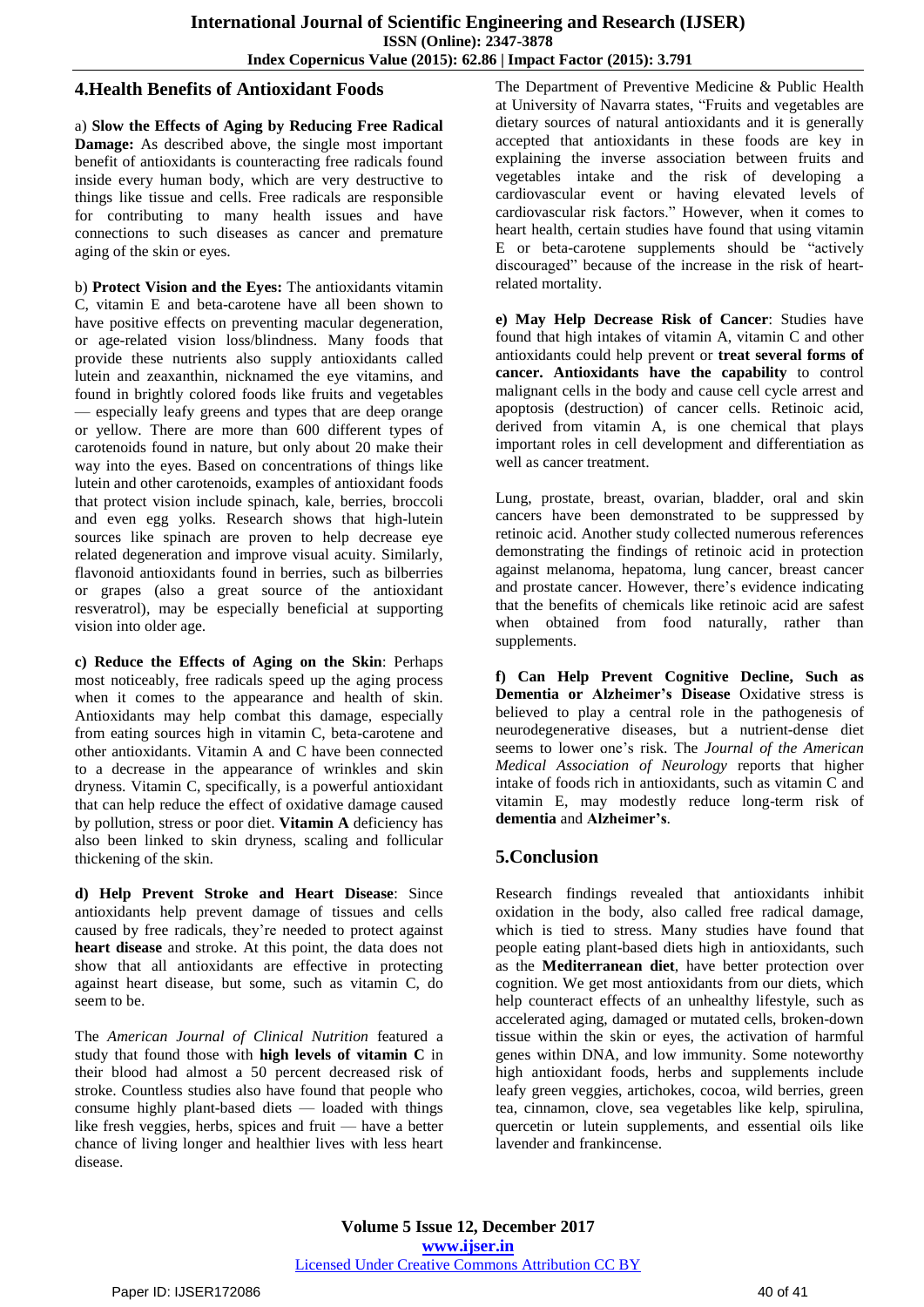## 4.Health Benefits of Antioxidant Foods

a) **Slow the Effects of Aging by Reducing Free Radical Damage:** As described above, the single most important benefit of antioxidants is counteracting free radicals found inside every human body, which are very destructive to things like tissue and cells. Free radicals are responsible for contributing to many health issues and have connections to such diseases as cancer and premature aging of the skin or eyes.

b) **Protect Vision and the Eyes:** The antioxidants vitamin C, vitamin E and beta-carotene have all been shown to have positive effects on preventing macular degeneration, or age-related vision loss/blindness. Many foods that provide these nutrients also supply antioxidants called lutein and zeaxanthin, nicknamed the eye vitamins, and found in brightly colored foods like fruits and vegetables — especially leafy greens and types that are deep orange or yellow. There are more than 600 different types of carotenoids found in nature, but only about 20 make their way into the eyes. Based on concentrations of things like lutein and other carotenoids, examples of antioxidant foods that protect vision include spinach, kale, berries, broccoli and even egg yolks. Research shows that high-lutein sources like spinach are proven to help decrease eye related degeneration and improve visual acuity. Similarly, flavonoid antioxidants found in berries, such as bilberries or grapes (also a great source of the antioxidant resveratrol), may be especially beneficial at supporting vision into older age.

c) **Reduce the Effects of Aging on the Skin**: Perhaps most noticeably, free radicals speed up the aging process when it comes to the appearance and health of skin. Antioxidants may help combat this damage, especially from eating sources high in vitamin C, beta-carotene and other antioxidants. Vitamin A and C have been connected to a decrease in the appearance of wrinkles and skin dryness. Vitamin C, specifically, is a powerful antioxidant that can help reduce the effect of oxidative damage caused by pollution, stress or poor diet. **Vitamin A** deficiency has also been linked to skin dryness, scaling and follicular thickening of the skin.

d) **Help Prevent Stroke and Heart Disease**: Since antioxidants help prevent damage of tissues and cells caused by free radicals, they're needed to protect against **heart disease** and stroke. At this point, the data does not show that all antioxidants are effective in protecting against heart disease, but some, such as vitamin C, do seem to be.

The *American Journal of Clinical Nutrition* featured a study that found those with **high levels of vitamin C** in their blood had almost a 50 percent decreased risk of stroke. Countless studies also have found that people who consume highly plant-based diets — loaded with things like fresh veggies, herbs, spices and fruit — have a better chance of living longer and healthier lives with less heart disease.

The Department of Preventive Medicine & Public Health at University of Navarra states, "Fruits and vegetables are dietary sources of natural antioxidants and it is generally accepted that antioxidants in these foods are key in explaining the inverse association between fruits and vegetables intake and the risk of developing a cardiovascular event or having elevated levels of cardiovascular risk factors." However, when it comes to heart health, certain studies have found that using vitamin E or beta-carotene supplements should be "actively discouraged" because of the increase in the risk of heart-related mortality.

e) **May Help Decrease Risk of Cancer**: Studies have found that high intakes of vitamin A, vitamin C and other antioxidants could help prevent or **treat several forms of cancer. Antioxidants have the capability** to control malignant cells in the body and cause cell cycle arrest and apoptosis (destruction) of cancer cells. Retinoic acid, derived from vitamin A, is one chemical that plays important roles in cell development and differentiation as well as cancer treatment.

Lung, prostate, breast, ovarian, bladder, oral and skin cancers have been demonstrated to be suppressed by retinoic acid. Another study collected numerous references demonstrating the findings of retinoic acid in protection against melanoma, hepatoma, lung cancer, breast cancer and prostate cancer. However, there's evidence indicating that the benefits of chemicals like retinoic acid are safest when obtained from food naturally, rather than supplements.

f) **Can Help Prevent Cognitive Decline, Such as Dementia or Alzheimer's Disease** Oxidative stress is believed to play a central role in the pathogenesis of neurodegenerative diseases, but a nutrient-dense diet seems to lower one's risk. The *Journal of the American Medical Association of Neurology* reports that higher intake of foods rich in antioxidants, such as vitamin C and vitamin E, may modestly reduce long-term risk of **dementia** and **Alzheimer's**.

## 5.Conclusion

Research findings revealed that antioxidants inhibit oxidation in the body, also called free radical damage, which is tied to stress. Many studies have found that people eating plant-based diets high in antioxidants, such as the **Mediterranean diet**, have better protection over cognition. We get most antioxidants from our diets, which help counteract effects of an unhealthy lifestyle, such as accelerated aging, damaged or mutated cells, broken-down tissue within the skin or eyes, the activation of harmful genes within DNA, and low immunity. Some noteworthy high antioxidant foods, herbs and supplements include leafy green veggies, artichokes, cocoa, wild berries, green tea, cinnamon, clove, sea vegetables like kelp, spirulina, quercetin or lutein supplements, and essential oils like lavender and frankincense.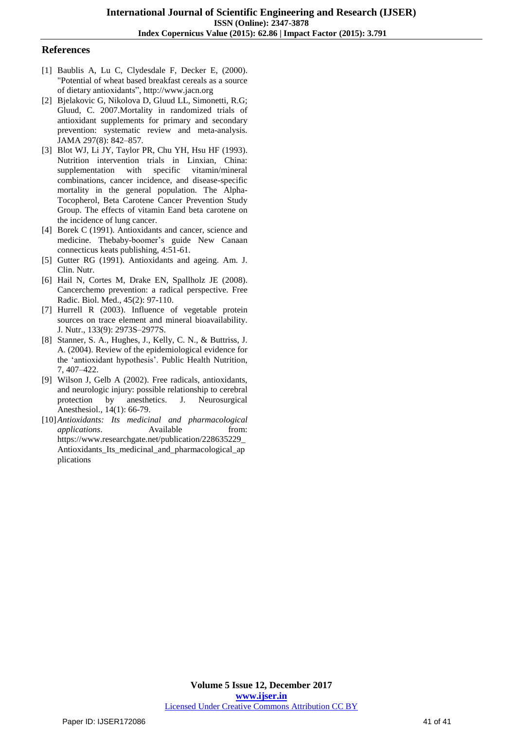## References

1. Baublis A, Lu C, Clydesdale F, Decker E, (2000). "Potential of wheat based breakfast cereals as a source of dietary antioxidants", http://www.jacn.org
2. Bjelakovic G, Nikolova D, Gluud LL, Simonetti, R.G; Gluud, C. 2007.Mortality in randomized trials of antioxidant supplements for primary and secondary prevention: systematic review and meta-analysis. JAMA 297(8): 842–857.
3. Blot WJ, Li JY, Taylor PR, Chu YH, Hsu HF (1993). Nutrition intervention trials in Linxian, China: supplementation with specific vitamin/mineral combinations, cancer incidence, and disease-specific mortality in the general population. The Alpha-Tocopherol, Beta Carotene Cancer Prevention Study Group. The effects of vitamin Eand beta carotene on the incidence of lung cancer.
4. Borek C (1991). Antioxidants and cancer, science and medicine. Thebaby-boomer's guide New Canaan connecticus keats publishing, 4:51-61.
5. Gutter RG (1991). Antioxidants and ageing. Am. J. Clin. Nutr.
6. Hail N, Cortes M, Drake EN, Spallholz JE (2008). Cancerchemo prevention: a radical perspective. Free Radic. Biol. Med., 45(2): 97-110.
7. Hurrell R (2003). Influence of vegetable protein sources on trace element and mineral bioavailability. J. Nutr., 133(9): 2973S–2977S.
8. Stanner, S. A., Hughes, J., Kelly, C. N., & Buttriss, J. A. (2004). Review of the epidemiological evidence for the 'antioxidant hypothesis'. Public Health Nutrition, 7, 407–422.
9. Wilson J, Gelb A (2002). Free radicals, antioxidants, and neurologic injury: possible relationship to cerebral protection by anesthetics. J. Neurosurgical Anesthesiol., 14(1): 66-79.
10. *Antioxidants: Its medicinal and pharmacological applications*. Available from: https://www.researchgate.net/publication/228635229_Antioxidants_Its_medicinal_and_pharmacological_applications